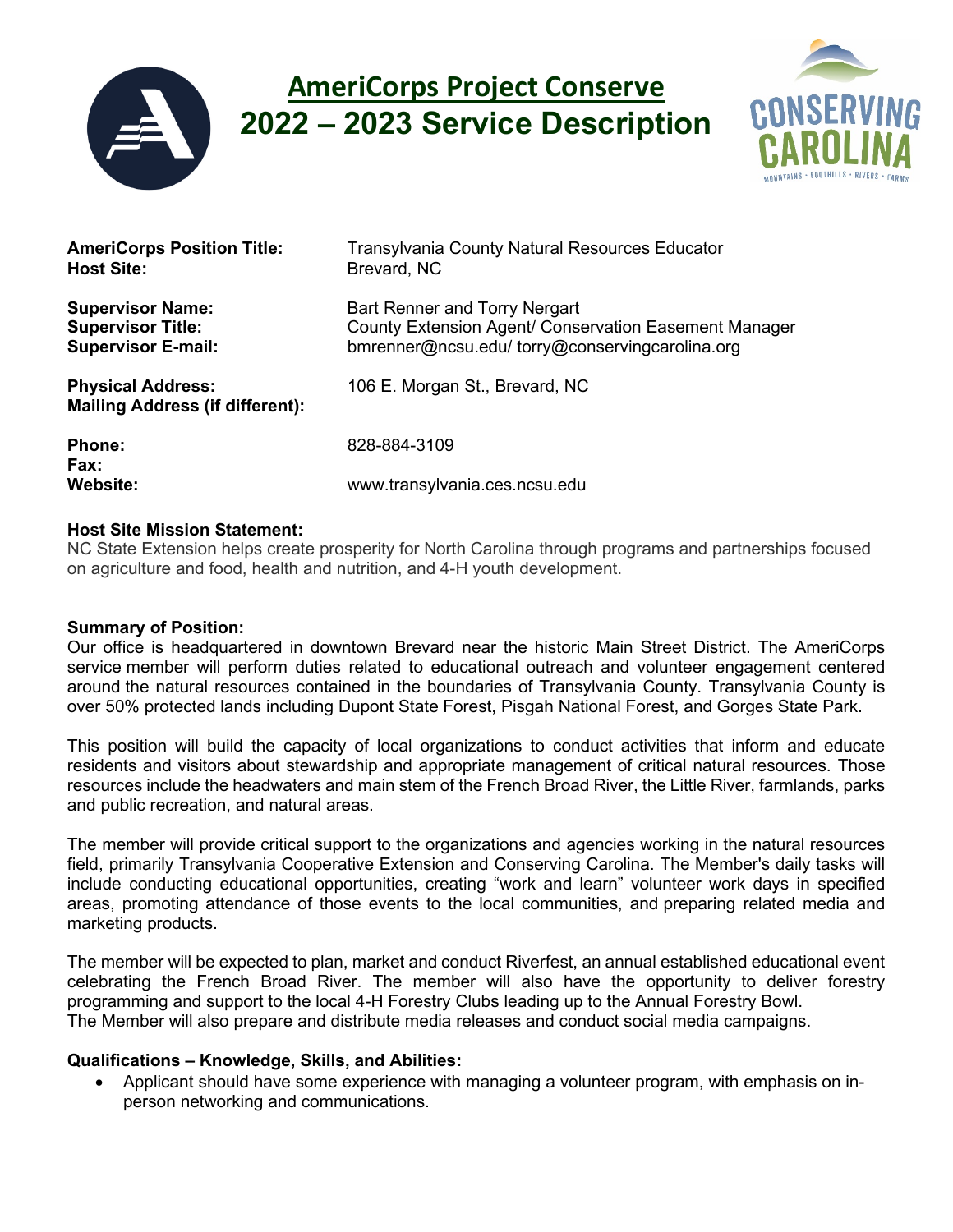# AmeriCorps Project Conserve
# 2022 – 2023 Service Description

**AmeriCorps Position Title:** Transylvania County Natural Resources Educator
**Host Site:** Brevard, NC

**Supervisor Name:** Bart Renner and Torry Nergart
**Supervisor Title:** County Extension Agent/ Conservation Easement Manager
**Supervisor E-mail:** bmrenner@ncsu.edu/ torry@conservingcarolina.org

**Physical Address:** 106 E. Morgan St., Brevard, NC
**Mailing Address (if different):**

**Phone:** 828-884-3109
**Fax:**
**Website:** www.transylvania.ces.ncsu.edu

**Host Site Mission Statement:**
NC State Extension helps create prosperity for North Carolina through programs and partnerships focused on agriculture and food, health and nutrition, and 4-H youth development.

**Summary of Position:**
Our office is headquartered in downtown Brevard near the historic Main Street District. The AmeriCorps service member will perform duties related to educational outreach and volunteer engagement centered around the natural resources contained in the boundaries of Transylvania County. Transylvania County is over 50% protected lands including Dupont State Forest, Pisgah National Forest, and Gorges State Park.

This position will build the capacity of local organizations to conduct activities that inform and educate residents and visitors about stewardship and appropriate management of critical natural resources. Those resources include the headwaters and main stem of the French Broad River, the Little River, farmlands, parks and public recreation, and natural areas.

The member will provide critical support to the organizations and agencies working in the natural resources field, primarily Transylvania Cooperative Extension and Conserving Carolina. The Member's daily tasks will include conducting educational opportunities, creating "work and learn" volunteer work days in specified areas, promoting attendance of those events to the local communities, and preparing related media and marketing products.

The member will be expected to plan, market and conduct Riverfest, an annual established educational event celebrating the French Broad River. The member will also have the opportunity to deliver forestry programming and support to the local 4-H Forestry Clubs leading up to the Annual Forestry Bowl. The Member will also prepare and distribute media releases and conduct social media campaigns.

**Qualifications – Knowledge, Skills, and Abilities:**

- Applicant should have some experience with managing a volunteer program, with emphasis on in-person networking and communications.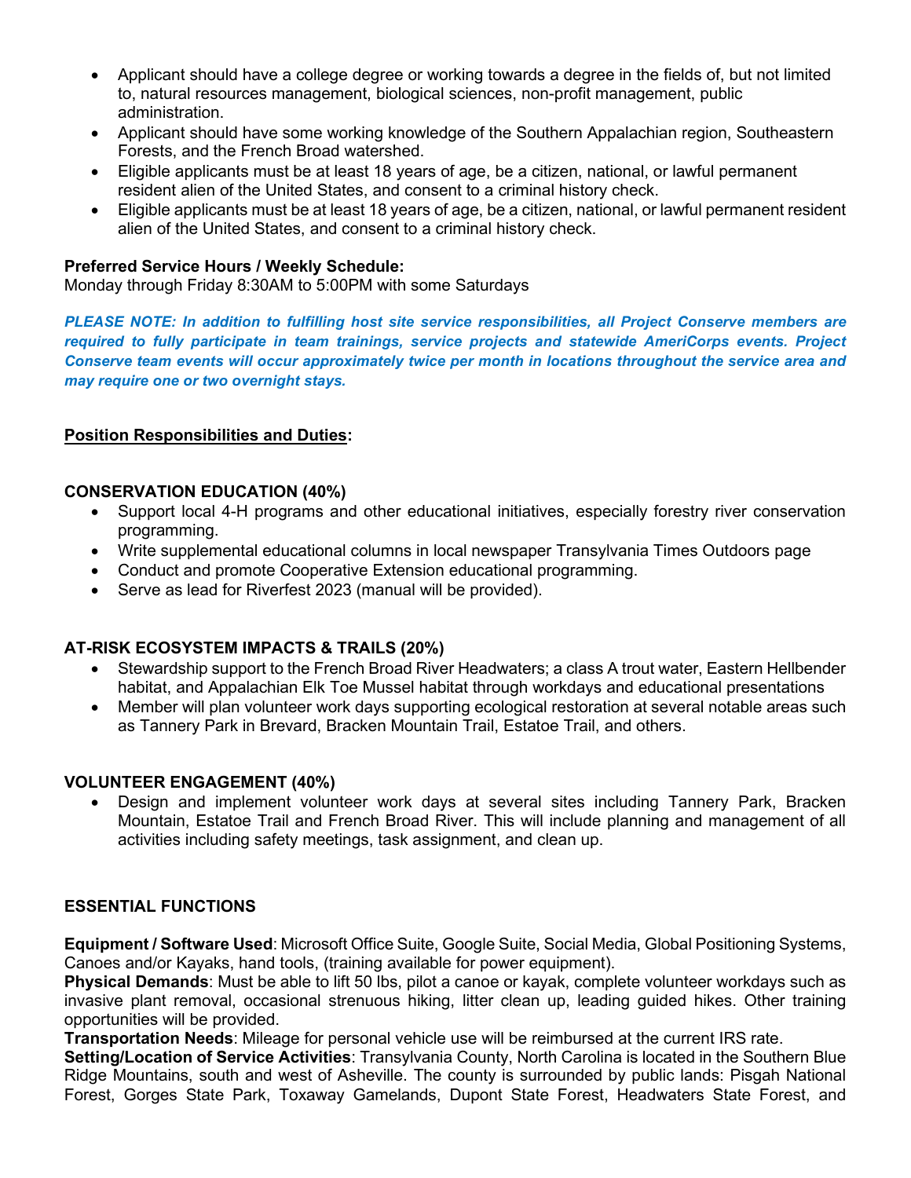- Applicant should have a college degree or working towards a degree in the fields of, but not limited to, natural resources management, biological sciences, non-profit management, public administration.
- Applicant should have some working knowledge of the Southern Appalachian region, Southeastern Forests, and the French Broad watershed.
- Eligible applicants must be at least 18 years of age, be a citizen, national, or lawful permanent resident alien of the United States, and consent to a criminal history check.
- Eligible applicants must be at least 18 years of age, be a citizen, national, or lawful permanent resident alien of the United States, and consent to a criminal history check.

**Preferred Service Hours / Weekly Schedule:**
Monday through Friday 8:30AM to 5:00PM with some Saturdays

***PLEASE NOTE: In addition to fulfilling host site service responsibilities, all Project Conserve members are required to fully participate in team trainings, service projects and statewide AmeriCorps events. Project Conserve team events will occur approximately twice per month in locations throughout the service area and may require one or two overnight stays.***

**Position Responsibilities and Duties:**

**CONSERVATION EDUCATION (40%)**

- Support local 4-H programs and other educational initiatives, especially forestry river conservation programming.
- Write supplemental educational columns in local newspaper Transylvania Times Outdoors page
- Conduct and promote Cooperative Extension educational programming.
- Serve as lead for Riverfest 2023 (manual will be provided).

**AT-RISK ECOSYSTEM IMPACTS & TRAILS (20%)**

- Stewardship support to the French Broad River Headwaters; a class A trout water, Eastern Hellbender habitat, and Appalachian Elk Toe Mussel habitat through workdays and educational presentations
- Member will plan volunteer work days supporting ecological restoration at several notable areas such as Tannery Park in Brevard, Bracken Mountain Trail, Estatoe Trail, and others.

**VOLUNTEER ENGAGEMENT (40%)**

- Design and implement volunteer work days at several sites including Tannery Park, Bracken Mountain, Estatoe Trail and French Broad River. This will include planning and management of all activities including safety meetings, task assignment, and clean up.

**ESSENTIAL FUNCTIONS**

**Equipment / Software Used**: Microsoft Office Suite, Google Suite, Social Media, Global Positioning Systems, Canoes and/or Kayaks, hand tools, (training available for power equipment).
**Physical Demands**: Must be able to lift 50 lbs, pilot a canoe or kayak, complete volunteer workdays such as invasive plant removal, occasional strenuous hiking, litter clean up, leading guided hikes. Other training opportunities will be provided.
**Transportation Needs**: Mileage for personal vehicle use will be reimbursed at the current IRS rate.
**Setting/Location of Service Activities**: Transylvania County, North Carolina is located in the Southern Blue Ridge Mountains, south and west of Asheville. The county is surrounded by public lands: Pisgah National Forest, Gorges State Park, Toxaway Gamelands, Dupont State Forest, Headwaters State Forest, and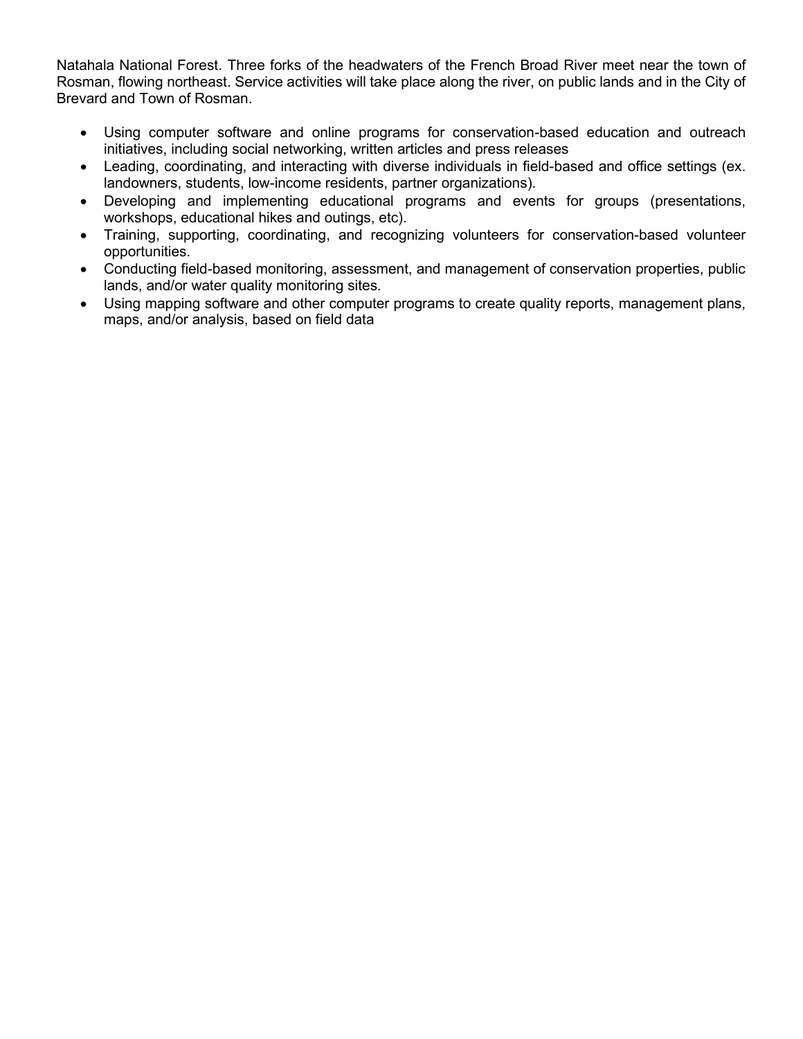Natahala National Forest. Three forks of the headwaters of the French Broad River meet near the town of Rosman, flowing northeast. Service activities will take place along the river, on public lands and in the City of Brevard and Town of Rosman.

- Using computer software and online programs for conservation-based education and outreach initiatives, including social networking, written articles and press releases
- Leading, coordinating, and interacting with diverse individuals in field-based and office settings (ex. landowners, students, low-income residents, partner organizations).
- Developing and implementing educational programs and events for groups (presentations, workshops, educational hikes and outings, etc).
- Training, supporting, coordinating, and recognizing volunteers for conservation-based volunteer opportunities.
- Conducting field-based monitoring, assessment, and management of conservation properties, public lands, and/or water quality monitoring sites.
- Using mapping software and other computer programs to create quality reports, management plans, maps, and/or analysis, based on field data